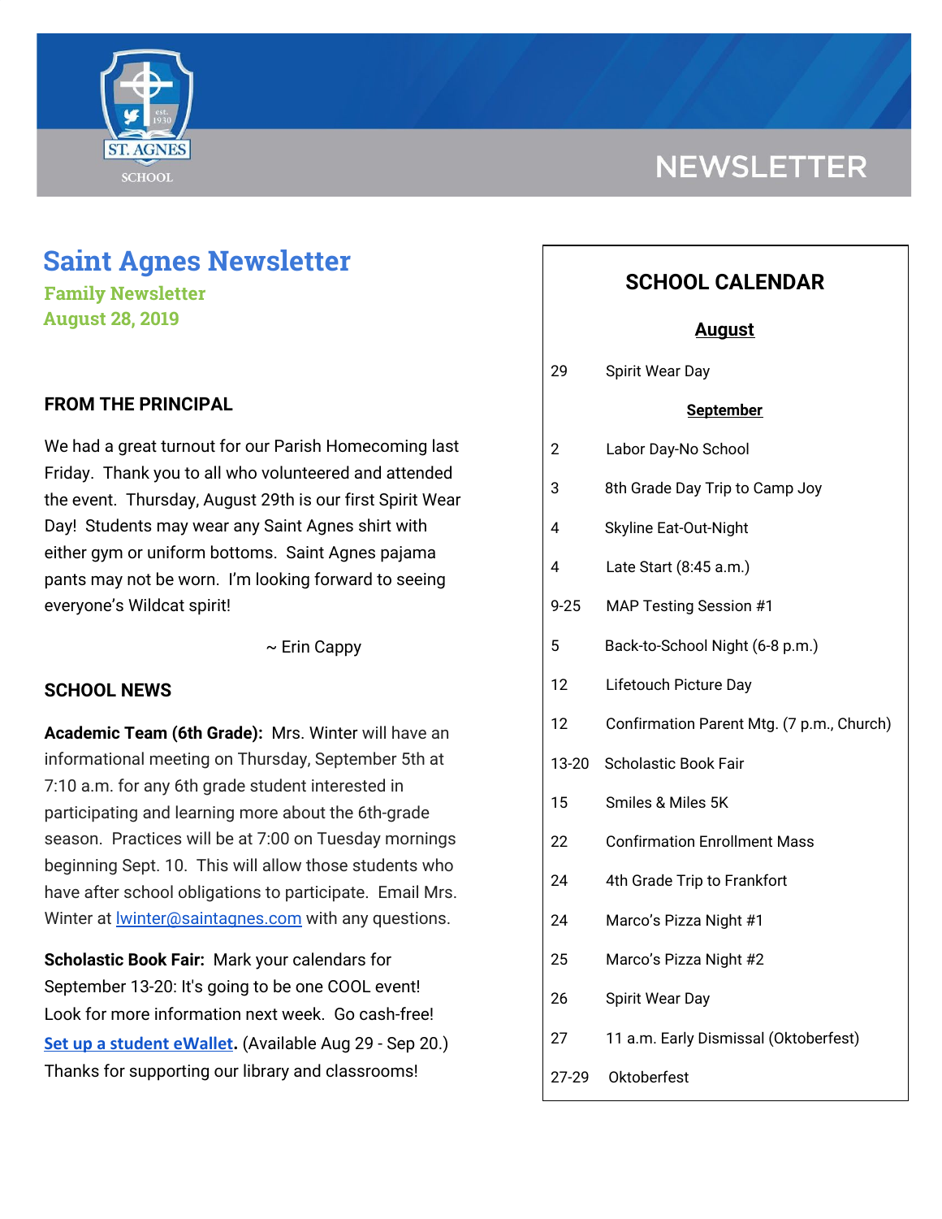# Saint Agnes Newsletter

**Family Newsletter**

**August 28, 2019**

### FROM THE PRINCIPAL

We had a great turnout for our Parish Homecoming last Friday. Thank you to all who volunteered and attended the event. Thursday, August 29th is our first Spirit Wear Day! Students may wear any Saint Agnes shirt with either gym or uniform bottoms. Saint Agnes pajama pants may not be worn. I'm looking forward to seeing everyone's Wildcat spirit!

~ Erin Cappy

### SCHOOL NEWS

**Academic Team (6th Grade):** Mrs. Winter will have an informational meeting on Thursday, September 5th at 7:10 a.m. for any 6th grade student interested in participating and learning more about the 6th-grade season. Practices will be at 7:00 on Tuesday mornings beginning Sept. 10. This will allow those students who have after school obligations to participate. Email Mrs. Winter at lwinter@saintagnes.com with any questions.

**Scholastic Book Fair:** Mark your calendars for September 13-20: It's going to be one COOL event! Look for more information next week. Go cash-free! **Set up a student eWallet.** (Available Aug 29 - Sep 20.) Thanks for supporting our library and classrooms!

## SCHOOL CALENDAR

**August**

| | |
|---|---|
| 29 | Spirit Wear Day |

**September**

| | |
|---|---|
| 2 | Labor Day-No School |
| 3 | 8th Grade Day Trip to Camp Joy |
| 4 | Skyline Eat-Out-Night |
| 4 | Late Start (8:45 a.m.) |
| 9-25 | MAP Testing Session #1 |
| 5 | Back-to-School Night (6-8 p.m.) |
| 12 | Lifetouch Picture Day |
| 12 | Confirmation Parent Mtg. (7 p.m., Church) |
| 13-20 | Scholastic Book Fair |
| 15 | Smiles & Miles 5K |
| 22 | Confirmation Enrollment Mass |
| 24 | 4th Grade Trip to Frankfort |
| 24 | Marco's Pizza Night #1 |
| 25 | Marco's Pizza Night #2 |
| 26 | Spirit Wear Day |
| 27 | 11 a.m. Early Dismissal (Oktoberfest) |
| 27-29 | Oktoberfest |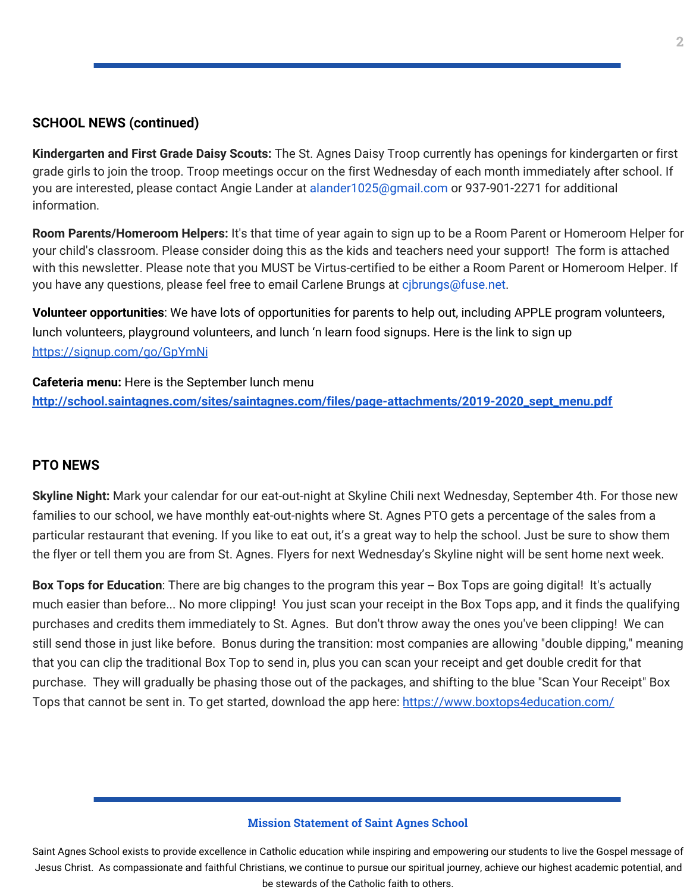## SCHOOL NEWS (continued)

**Kindergarten and First Grade Daisy Scouts:** The St. Agnes Daisy Troop currently has openings for kindergarten or first grade girls to join the troop. Troop meetings occur on the first Wednesday of each month immediately after school. If you are interested, please contact Angie Lander at alander1025@gmail.com or 937-901-2271 for additional information.

**Room Parents/Homeroom Helpers:** It's that time of year again to sign up to be a Room Parent or Homeroom Helper for your child's classroom. Please consider doing this as the kids and teachers need your support! The form is attached with this newsletter. Please note that you MUST be Virtus-certified to be either a Room Parent or Homeroom Helper. If you have any questions, please feel free to email Carlene Brungs at cjbrungs@fuse.net.

**Volunteer opportunities**: We have lots of opportunities for parents to help out, including APPLE program volunteers, lunch volunteers, playground volunteers, and lunch 'n learn food signups. Here is the link to sign up https://signup.com/go/GpYmNi

**Cafeteria menu:** Here is the September lunch menu **http://school.saintagnes.com/sites/saintagnes.com/files/page-attachments/2019-2020_sept_menu.pdf**

## PTO NEWS

**Skyline Night:** Mark your calendar for our eat-out-night at Skyline Chili next Wednesday, September 4th. For those new families to our school, we have monthly eat-out-nights where St. Agnes PTO gets a percentage of the sales from a particular restaurant that evening. If you like to eat out, it's a great way to help the school. Just be sure to show them the flyer or tell them you are from St. Agnes. Flyers for next Wednesday's Skyline night will be sent home next week.

**Box Tops for Education**: There are big changes to the program this year -- Box Tops are going digital! It's actually much easier than before... No more clipping! You just scan your receipt in the Box Tops app, and it finds the qualifying purchases and credits them immediately to St. Agnes. But don't throw away the ones you've been clipping! We can still send those in just like before. Bonus during the transition: most companies are allowing "double dipping," meaning that you can clip the traditional Box Top to send in, plus you can scan your receipt and get double credit for that purchase. They will gradually be phasing those out of the packages, and shifting to the blue "Scan Your Receipt" Box Tops that cannot be sent in. To get started, download the app here: https://www.boxtops4education.com/

**Mission Statement of Saint Agnes School**

Saint Agnes School exists to provide excellence in Catholic education while inspiring and empowering our students to live the Gospel message of Jesus Christ. As compassionate and faithful Christians, we continue to pursue our spiritual journey, achieve our highest academic potential, and be stewards of the Catholic faith to others.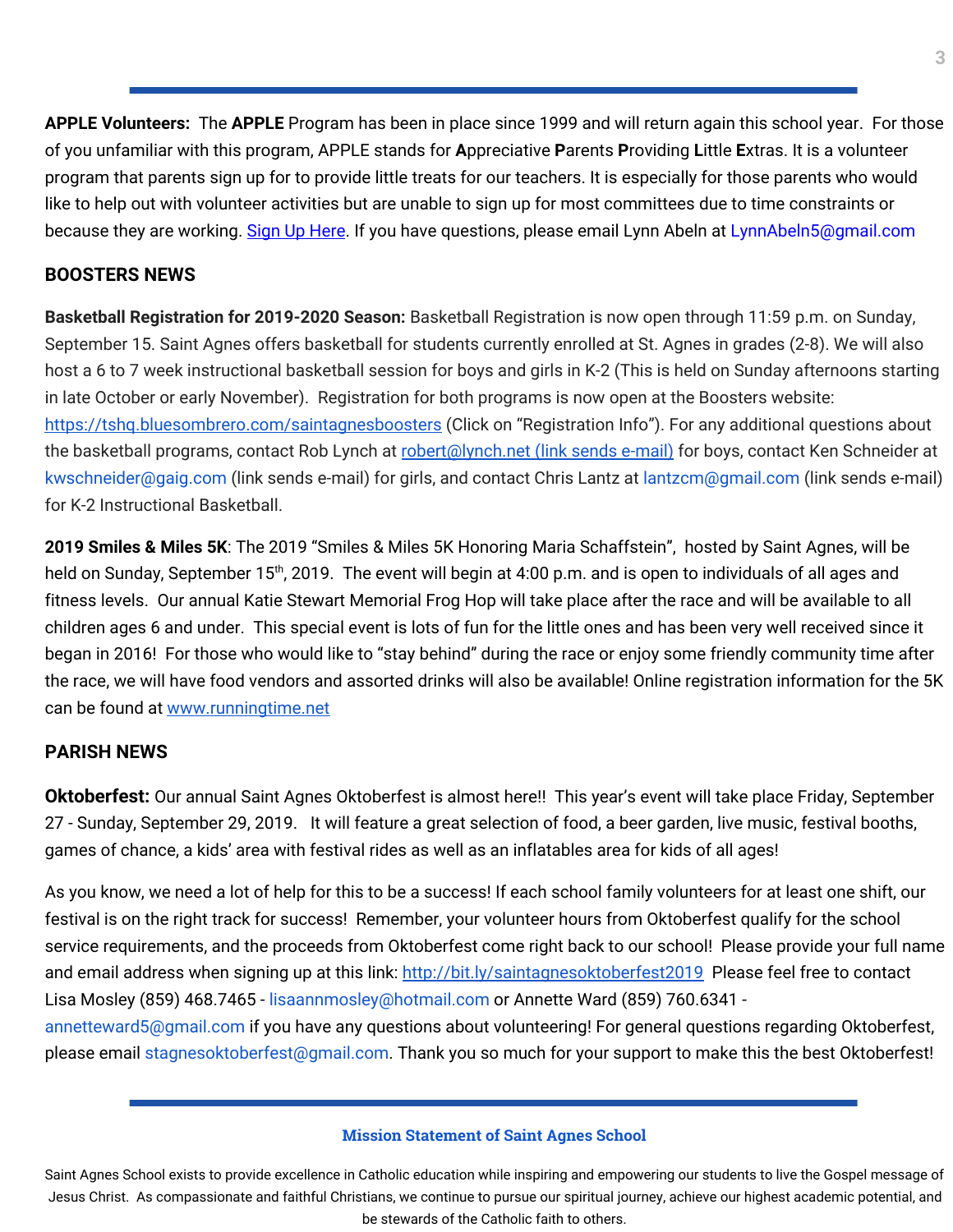**APPLE Volunteers:** The **APPLE** Program has been in place since 1999 and will return again this school year. For those of you unfamiliar with this program, APPLE stands for **A**ppreciative **P**arents **P**roviding **L**ittle **E**xtras. It is a volunteer program that parents sign up for to provide little treats for our teachers. It is especially for those parents who would like to help out with volunteer activities but are unable to sign up for most committees due to time constraints or because they are working. Sign Up Here. If you have questions, please email Lynn Abeln at LynnAbeln5@gmail.com

## BOOSTERS NEWS

**Basketball Registration for 2019-2020 Season:** Basketball Registration is now open through 11:59 p.m. on Sunday, September 15. Saint Agnes offers basketball for students currently enrolled at St. Agnes in grades (2-8). We will also host a 6 to 7 week instructional basketball session for boys and girls in K-2 (This is held on Sunday afternoons starting in late October or early November). Registration for both programs is now open at the Boosters website: https://tshq.bluesombrero.com/saintagnesboosters (Click on "Registration Info"). For any additional questions about the basketball programs, contact Rob Lynch at robert@lynch.net (link sends e-mail) for boys, contact Ken Schneider at kwschneider@gaig.com (link sends e-mail) for girls, and contact Chris Lantz at lantzcm@gmail.com (link sends e-mail) for K-2 Instructional Basketball.

**2019 Smiles & Miles 5K**: The 2019 "Smiles & Miles 5K Honoring Maria Schaffstein", hosted by Saint Agnes, will be held on Sunday, September 15th, 2019. The event will begin at 4:00 p.m. and is open to individuals of all ages and fitness levels. Our annual Katie Stewart Memorial Frog Hop will take place after the race and will be available to all children ages 6 and under. This special event is lots of fun for the little ones and has been very well received since it began in 2016! For those who would like to "stay behind" during the race or enjoy some friendly community time after the race, we will have food vendors and assorted drinks will also be available! Online registration information for the 5K can be found at www.runningtime.net

## PARISH NEWS

**Oktoberfest:** Our annual Saint Agnes Oktoberfest is almost here!! This year's event will take place Friday, September 27 - Sunday, September 29, 2019. It will feature a great selection of food, a beer garden, live music, festival booths, games of chance, a kids' area with festival rides as well as an inflatables area for kids of all ages!

As you know, we need a lot of help for this to be a success! If each school family volunteers for at least one shift, our festival is on the right track for success! Remember, your volunteer hours from Oktoberfest qualify for the school service requirements, and the proceeds from Oktoberfest come right back to our school! Please provide your full name and email address when signing up at this link: http://bit.ly/saintagnesoktoberfest2019 Please feel free to contact Lisa Mosley (859) 468.7465 - lisaannmosley@hotmail.com or Annette Ward (859) 760.6341 - annetteward5@gmail.com if you have any questions about volunteering! For general questions regarding Oktoberfest, please email stagnesoktoberfest@gmail.com. Thank you so much for your support to make this the best Oktoberfest!

---

**Mission Statement of Saint Agnes School**

Saint Agnes School exists to provide excellence in Catholic education while inspiring and empowering our students to live the Gospel message of Jesus Christ. As compassionate and faithful Christians, we continue to pursue our spiritual journey, achieve our highest academic potential, and be stewards of the Catholic faith to others.